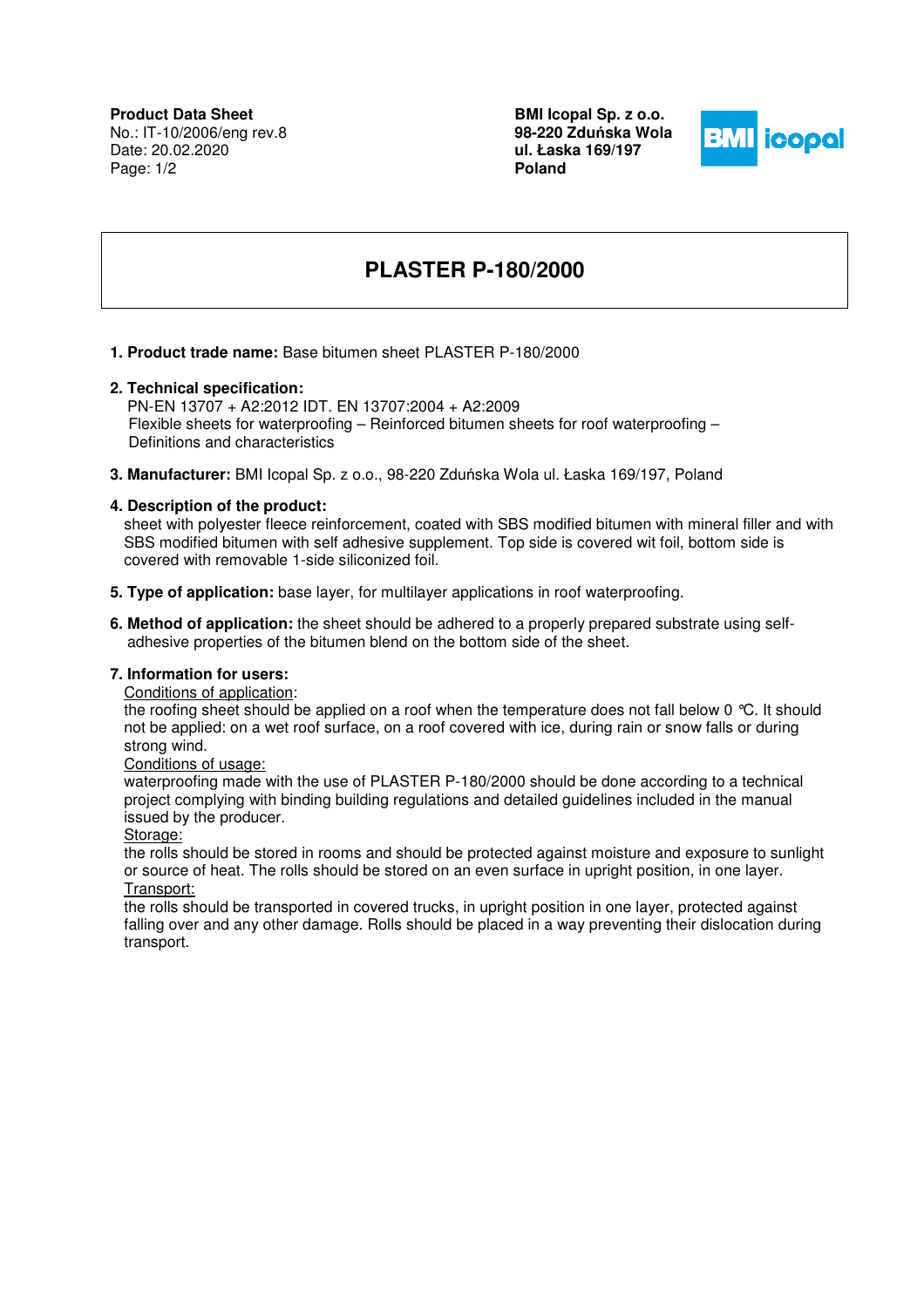**Product Data Sheet**
No.: IT-10/2006/eng rev.8
Date: 20.02.2020

**BMI Icopal Sp. z o.o.**
**98-220 Zduńska Wola**
**ul. Łaska 169/197**
**Poland**

# PLASTER P-180/2000

1. **Product trade name:** Base bitumen sheet PLASTER P-180/2000

2. **Technical specification:**
   PN-EN 13707 + A2:2012 IDT. EN 13707:2004 + A2:2009
   Flexible sheets for waterproofing – Reinforced bitumen sheets for roof waterproofing – Definitions and characteristics

3. **Manufacturer:** BMI Icopal Sp. z o.o., 98-220 Zduńska Wola ul. Łaska 169/197, Poland

4. **Description of the product:**
   sheet with polyester fleece reinforcement, coated with SBS modified bitumen with mineral filler and with SBS modified bitumen with self adhesive supplement. Top side is covered wit foil, bottom side is covered with removable 1-side siliconized foil.

5. **Type of application:** base layer, for multilayer applications in roof waterproofing.

6. **Method of application:** the sheet should be adhered to a properly prepared substrate using self-adhesive properties of the bitumen blend on the bottom side of the sheet.

7. **Information for users:**
   Conditions of application:
   the roofing sheet should be applied on a roof when the temperature does not fall below 0 ℃. It should not be applied: on a wet roof surface, on a roof covered with ice, during rain or snow falls or during strong wind.
   Conditions of usage:
   waterproofing made with the use of PLASTER P-180/2000 should be done according to a technical project complying with binding building regulations and detailed guidelines included in the manual issued by the producer.
   Storage:
   the rolls should be stored in rooms and should be protected against moisture and exposure to sunlight or source of heat. The rolls should be stored on an even surface in upright position, in one layer.
   Transport:
   the rolls should be transported in covered trucks, in upright position in one layer, protected against falling over and any other damage. Rolls should be placed in a way preventing their dislocation during transport.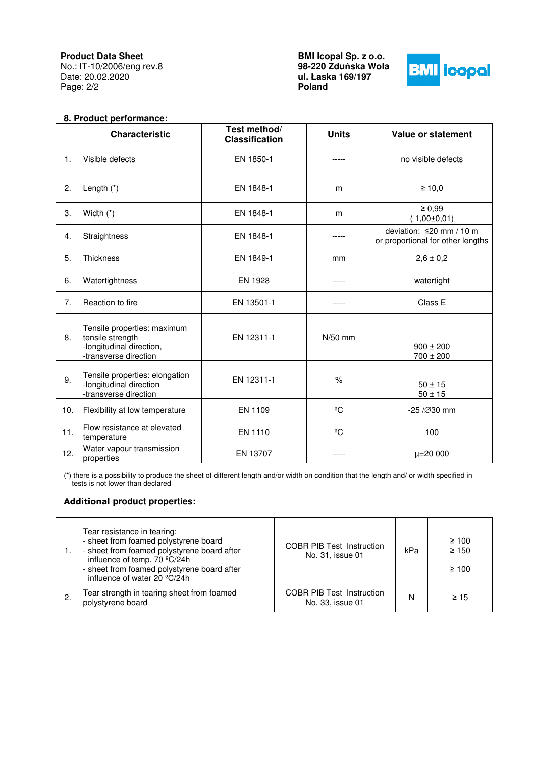**Product Data Sheet**
No.: IT-10/2006/eng rev.8
Date: 20.02.2020

**BMI Icopal Sp. z o.o.**
**98-220 Zduńska Wola**
**ul. Łaska 169/197**
**Poland**

## 8. Product performance:

| | Characteristic | Test method/ Classification | Units | Value or statement |
|---|---|---|---|---|
| 1. | Visible defects | EN 1850-1 | ----- | no visible defects |
| 2. | Length (*) | EN 1848-1 | m | ≥ 10,0 |
| 3. | Width (*) | EN 1848-1 | m | ≥ 0,99 ( 1,00±0,01) |
| 4. | Straightness | EN 1848-1 | ----- | deviation: ≤20 mm / 10 m or proportional for other lengths |
| 5. | Thickness | EN 1849-1 | mm | 2,6 ± 0,2 |
| 6. | Watertightness | EN 1928 | ----- | watertight |
| 7. | Reaction to fire | EN 13501-1 | ----- | Class E |
| 8. | Tensile properties: maximum tensile strength -longitudinal direction, -transverse direction | EN 12311-1 | N/50 mm | 900 ± 200<br>700 ± 200 |
| 9. | Tensile properties: elongation -longitudinal direction -transverse direction | EN 12311-1 | % | 50 ± 15<br>50 ± 15 |
| 10. | Flexibility at low temperature | EN 1109 | ºC | -25 /∅30 mm |
| 11. | Flow resistance at elevated temperature | EN 1110 | ºC | 100 |
| 12. | Water vapour transmission properties | EN 13707 | ----- | μ=20 000 |

(*) there is a possibility to produce the sheet of different length and/or width on condition that the length and/ or width specified in tests is not lower than declared

### Additional product properties:

| | | | | |
|---|---|---|---|---|
| 1. | Tear resistance in tearing:<br>- sheet from foamed polystyrene board<br>- sheet from foamed polystyrene board after influence of temp. 70 ºC/24h<br>- sheet from foamed polystyrene board after influence of water 20 ºC/24h | COBR PIB Test Instruction No. 31, issue 01 | kPa | ≥ 100<br>≥ 150<br>≥ 100 |
| 2. | Tear strength in tearing sheet from foamed polystyrene board | COBR PIB Test Instruction No. 33, issue 01 | N | ≥ 15 |